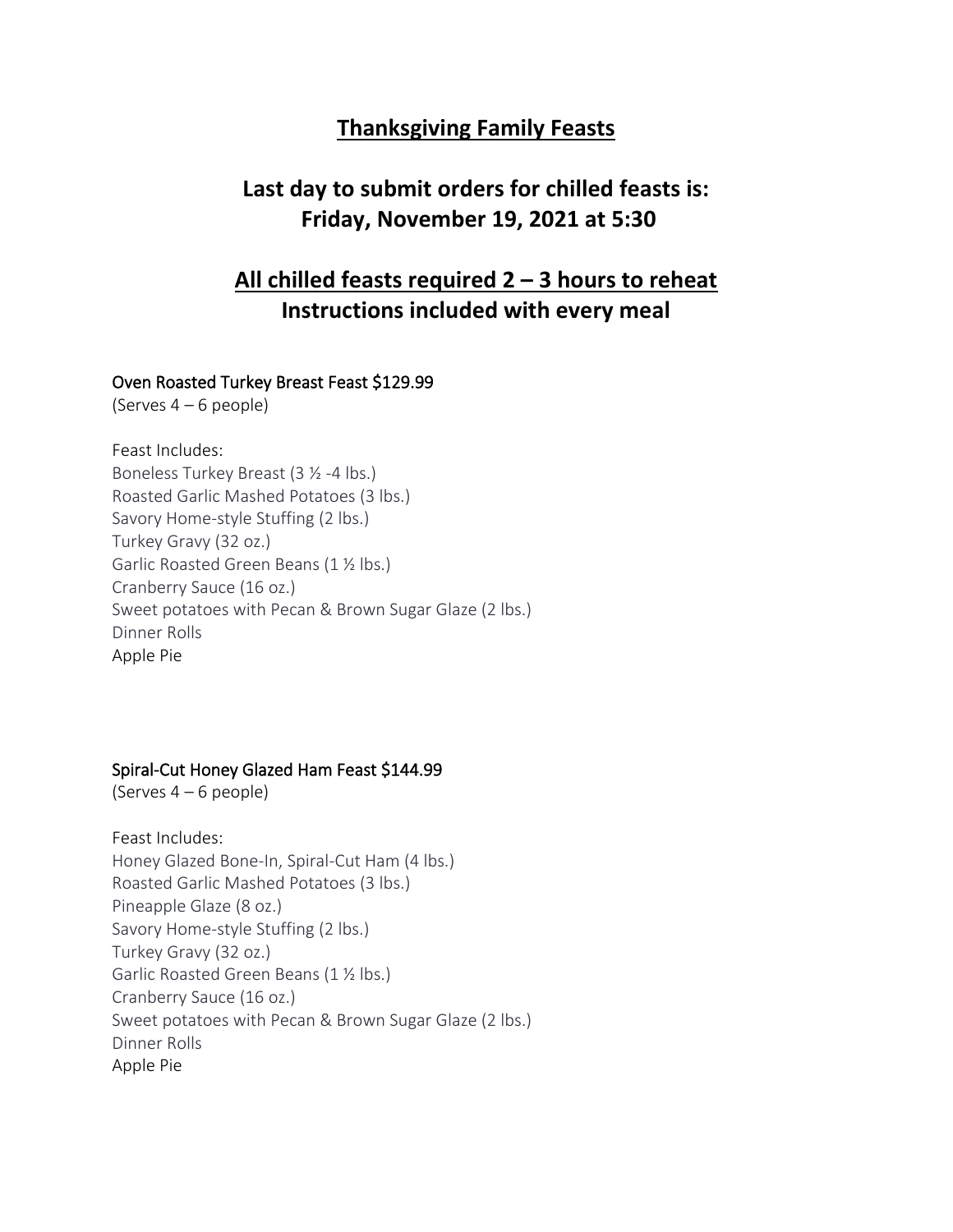# Thanksgiving Family Feasts

## Last day to submit orders for chilled feasts is: Friday, November 19, 2021 at 5:30

## All chilled feasts required 2 – 3 hours to reheat
## Instructions included with every meal

### Oven Roasted Turkey Breast Feast $129.99

(Serves 4 – 6 people)

Feast Includes:
Boneless Turkey Breast (3 ½ -4 lbs.)
Roasted Garlic Mashed Potatoes (3 lbs.)
Savory Home-style Stuffing (2 lbs.)
Turkey Gravy (32 oz.)
Garlic Roasted Green Beans (1 ½ lbs.)
Cranberry Sauce (16 oz.)
Sweet potatoes with Pecan & Brown Sugar Glaze (2 lbs.)
Dinner Rolls
Apple Pie

### Spiral-Cut Honey Glazed Ham Feast $144.99

(Serves 4 – 6 people)

Feast Includes:
Honey Glazed Bone-In, Spiral-Cut Ham (4 lbs.)
Roasted Garlic Mashed Potatoes (3 lbs.)
Pineapple Glaze (8 oz.)
Savory Home-style Stuffing (2 lbs.)
Turkey Gravy (32 oz.)
Garlic Roasted Green Beans (1 ½ lbs.)
Cranberry Sauce (16 oz.)
Sweet potatoes with Pecan & Brown Sugar Glaze (2 lbs.)
Dinner Rolls
Apple Pie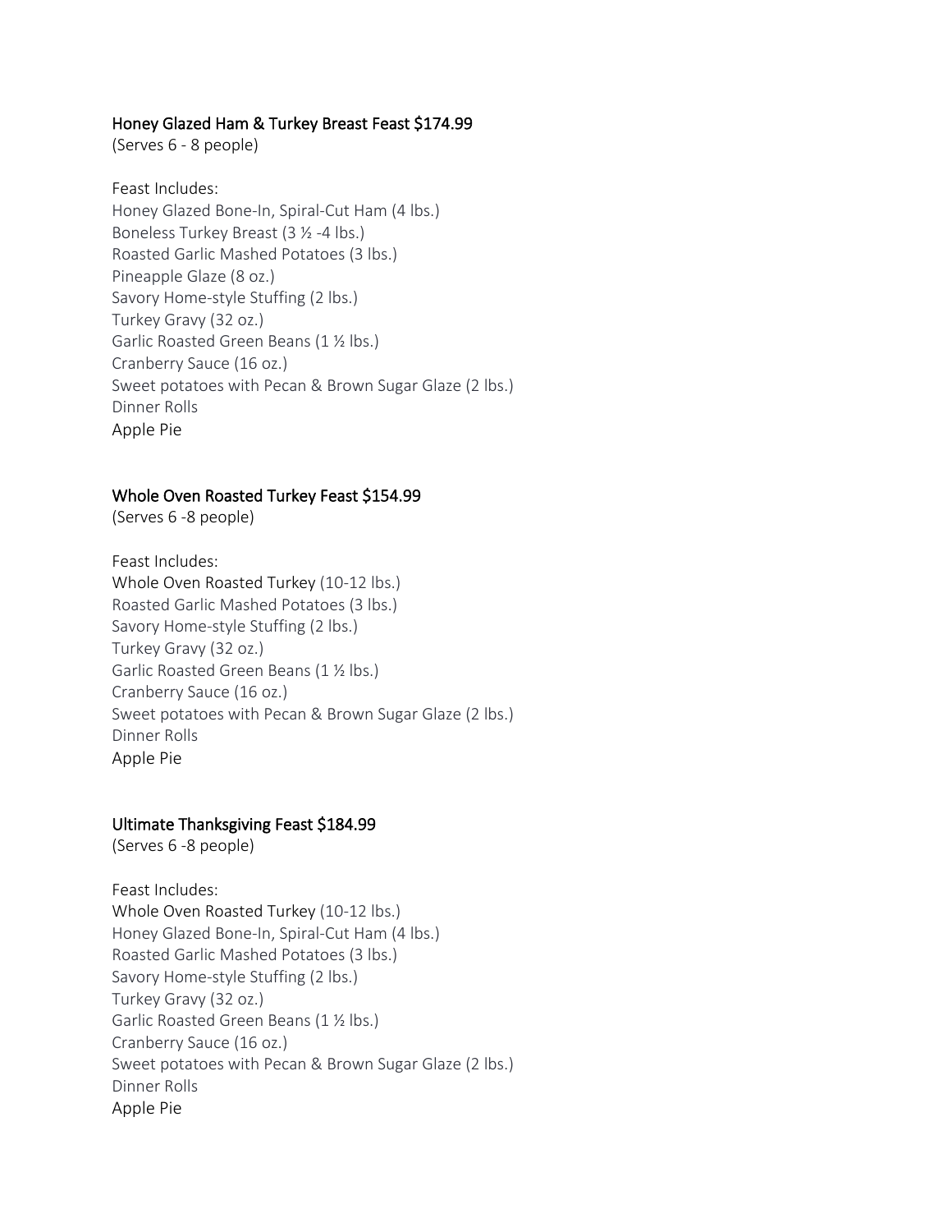## Honey Glazed Ham & Turkey Breast Feast $174.99

(Serves 6 - 8 people)

Feast Includes:

Honey Glazed Bone-In, Spiral-Cut Ham (4 lbs.)
Boneless Turkey Breast (3 ½ -4 lbs.)
Roasted Garlic Mashed Potatoes (3 lbs.)
Pineapple Glaze (8 oz.)
Savory Home-style Stuffing (2 lbs.)
Turkey Gravy (32 oz.)
Garlic Roasted Green Beans (1 ½ lbs.)
Cranberry Sauce (16 oz.)
Sweet potatoes with Pecan & Brown Sugar Glaze (2 lbs.)
Dinner Rolls
Apple Pie

## Whole Oven Roasted Turkey Feast $154.99

(Serves 6 -8 people)

Feast Includes:

Whole Oven Roasted Turkey (10-12 lbs.)
Roasted Garlic Mashed Potatoes (3 lbs.)
Savory Home-style Stuffing (2 lbs.)
Turkey Gravy (32 oz.)
Garlic Roasted Green Beans (1 ½ lbs.)
Cranberry Sauce (16 oz.)
Sweet potatoes with Pecan & Brown Sugar Glaze (2 lbs.)
Dinner Rolls
Apple Pie

## Ultimate Thanksgiving Feast $184.99

(Serves 6 -8 people)

Feast Includes:

Whole Oven Roasted Turkey (10-12 lbs.)
Honey Glazed Bone-In, Spiral-Cut Ham (4 lbs.)
Roasted Garlic Mashed Potatoes (3 lbs.)
Savory Home-style Stuffing (2 lbs.)
Turkey Gravy (32 oz.)
Garlic Roasted Green Beans (1 ½ lbs.)
Cranberry Sauce (16 oz.)
Sweet potatoes with Pecan & Brown Sugar Glaze (2 lbs.)
Dinner Rolls
Apple Pie